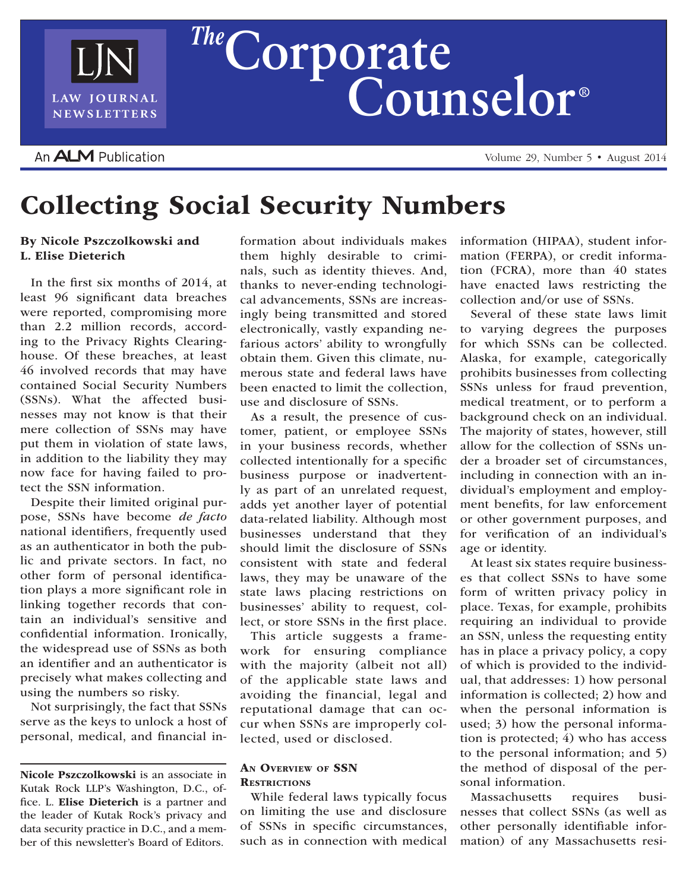# Collecting Social Security Numbers

**By Nicole Pszczolkowski and L. Elise Dieterich**

In the first six months of 2014, at least 96 significant data breaches were reported, compromising more than 2.2 million records, according to the Privacy Rights Clearinghouse. Of these breaches, at least 46 involved records that may have contained Social Security Numbers (SSNs). What the affected businesses may not know is that their mere collection of SSNs may have put them in violation of state laws, in addition to the liability they may now face for having failed to protect the SSN information.

Despite their limited original purpose, SSNs have become *de facto* national identifiers, frequently used as an authenticator in both the public and private sectors. In fact, no other form of personal identification plays a more significant role in linking together records that contain an individual's sensitive and confidential information. Ironically, the widespread use of SSNs as both an identifier and an authenticator is precisely what makes collecting and using the numbers so risky.

Not surprisingly, the fact that SSNs serve as the keys to unlock a host of personal, medical, and financial information about individuals makes them highly desirable to criminals, such as identity thieves. And, thanks to never-ending technological advancements, SSNs are increasingly being transmitted and stored electronically, vastly expanding nefarious actors' ability to wrongfully obtain them. Given this climate, numerous state and federal laws have been enacted to limit the collection, use and disclosure of SSNs.

As a result, the presence of customer, patient, or employee SSNs in your business records, whether collected intentionally for a specific business purpose or inadvertently as part of an unrelated request, adds yet another layer of potential data-related liability. Although most businesses understand that they should limit the disclosure of SSNs consistent with state and federal laws, they may be unaware of the state laws placing restrictions on businesses' ability to request, collect, or store SSNs in the first place.

This article suggests a framework for ensuring compliance with the majority (albeit not all) of the applicable state laws and avoiding the financial, legal and reputational damage that can occur when SSNs are improperly collected, used or disclosed.

## An Overview of SSN Restrictions

While federal laws typically focus on limiting the use and disclosure of SSNs in specific circumstances, such as in connection with medical information (HIPAA), student information (FERPA), or credit information (FCRA), more than 40 states have enacted laws restricting the collection and/or use of SSNs.

Several of these state laws limit to varying degrees the purposes for which SSNs can be collected. Alaska, for example, categorically prohibits businesses from collecting SSNs unless for fraud prevention, medical treatment, or to perform a background check on an individual. The majority of states, however, still allow for the collection of SSNs under a broader set of circumstances, including in connection with an individual's employment and employment benefits, for law enforcement or other government purposes, and for verification of an individual's age or identity.

At least six states require businesses that collect SSNs to have some form of written privacy policy in place. Texas, for example, prohibits requiring an individual to provide an SSN, unless the requesting entity has in place a privacy policy, a copy of which is provided to the individual, that addresses: 1) how personal information is collected; 2) how and when the personal information is used; 3) how the personal information is protected; 4) who has access to the personal information; and 5) the method of disposal of the personal information.

Massachusetts requires businesses that collect SSNs (as well as other personally identifiable information) of any Massachusetts resi-

---

**Nicole Pszczolkowski** is an associate in Kutak Rock LLP's Washington, D.C., office. L. **Elise Dieterich** is a partner and the leader of Kutak Rock's privacy and data security practice in D.C., and a member of this newsletter's Board of Editors.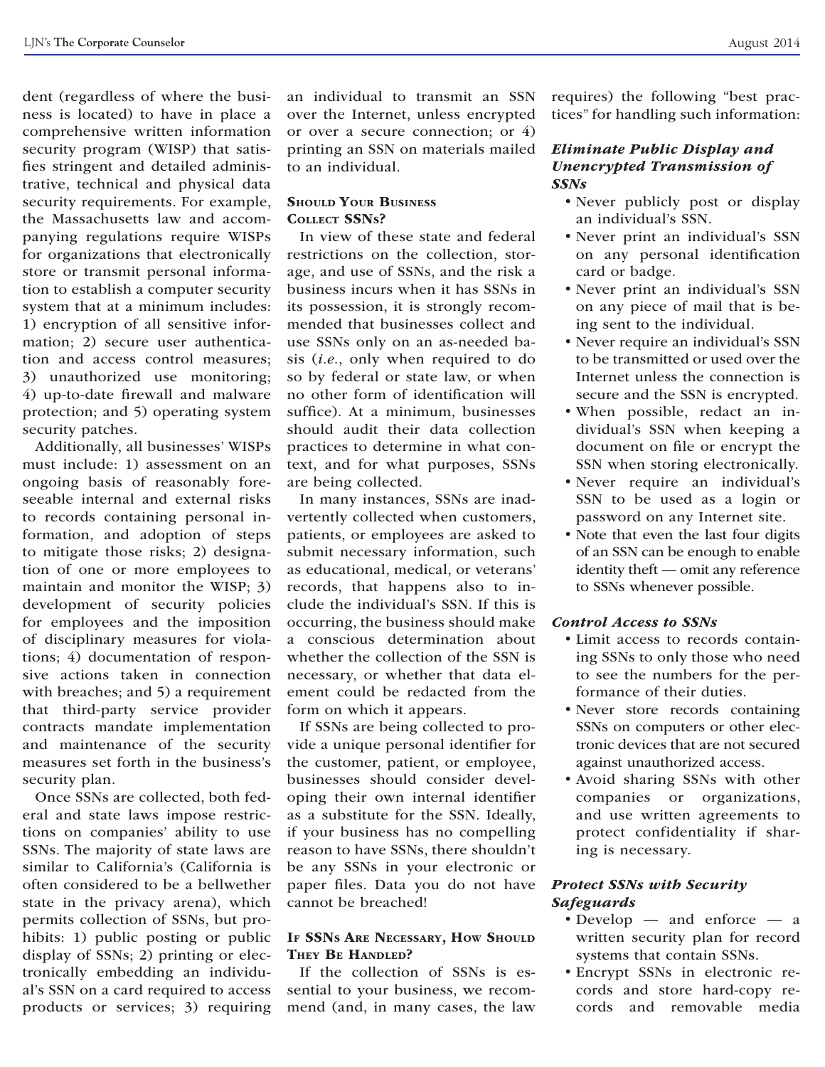dent (regardless of where the business is located) to have in place a comprehensive written information security program (WISP) that satisfies stringent and detailed administrative, technical and physical data security requirements. For example, the Massachusetts law and accompanying regulations require WISPs for organizations that electronically store or transmit personal information to establish a computer security system that at a minimum includes: 1) encryption of all sensitive information; 2) secure user authentication and access control measures; 3) unauthorized use monitoring; 4) up-to-date firewall and malware protection; and 5) operating system security patches.

Additionally, all businesses' WISPs must include: 1) assessment on an ongoing basis of reasonably foreseeable internal and external risks to records containing personal information, and adoption of steps to mitigate those risks; 2) designation of one or more employees to maintain and monitor the WISP; 3) development of security policies for employees and the imposition of disciplinary measures for violations; 4) documentation of responsive actions taken in connection with breaches; and 5) a requirement that third-party service provider contracts mandate implementation and maintenance of the security measures set forth in the business's security plan.

Once SSNs are collected, both federal and state laws impose restrictions on companies' ability to use SSNs. The majority of state laws are similar to California's (California is often considered to be a bellwether state in the privacy arena), which permits collection of SSNs, but prohibits: 1) public posting or public display of SSNs; 2) printing or electronically embedding an individual's SSN on a card required to access products or services; 3) requiring an individual to transmit an SSN over the Internet, unless encrypted or over a secure connection; or 4) printing an SSN on materials mailed to an individual.

### Should Your Business Collect SSNs?

In view of these state and federal restrictions on the collection, storage, and use of SSNs, and the risk a business incurs when it has SSNs in its possession, it is strongly recommended that businesses collect and use SSNs only on an as-needed basis (*i.e.*, only when required to do so by federal or state law, or when no other form of identification will suffice). At a minimum, businesses should audit their data collection practices to determine in what context, and for what purposes, SSNs are being collected.

In many instances, SSNs are inadvertently collected when customers, patients, or employees are asked to submit necessary information, such as educational, medical, or veterans' records, that happens also to include the individual's SSN. If this is occurring, the business should make a conscious determination about whether the collection of the SSN is necessary, or whether that data element could be redacted from the form on which it appears.

If SSNs are being collected to provide a unique personal identifier for the customer, patient, or employee, businesses should consider developing their own internal identifier as a substitute for the SSN. Ideally, if your business has no compelling reason to have SSNs, there shouldn't be any SSNs in your electronic or paper files. Data you do not have cannot be breached!

### If SSNs Are Necessary, How Should They Be Handled?

If the collection of SSNs is essential to your business, we recommend (and, in many cases, the law requires) the following "best practices" for handling such information:

#### *Eliminate Public Display and Unencrypted Transmission of SSNs*

- Never publicly post or display an individual's SSN.
- Never print an individual's SSN on any personal identification card or badge.
- Never print an individual's SSN on any piece of mail that is being sent to the individual.
- Never require an individual's SSN to be transmitted or used over the Internet unless the connection is secure and the SSN is encrypted.
- When possible, redact an individual's SSN when keeping a document on file or encrypt the SSN when storing electronically.
- Never require an individual's SSN to be used as a login or password on any Internet site.
- Note that even the last four digits of an SSN can be enough to enable identity theft — omit any reference to SSNs whenever possible.

#### *Control Access to SSNs*

- Limit access to records containing SSNs to only those who need to see the numbers for the performance of their duties.
- Never store records containing SSNs on computers or other electronic devices that are not secured against unauthorized access.
- Avoid sharing SSNs with other companies or organizations, and use written agreements to protect confidentiality if sharing is necessary.

#### *Protect SSNs with Security Safeguards*

- Develop — and enforce — a written security plan for record systems that contain SSNs.
- Encrypt SSNs in electronic records and store hard-copy records and removable media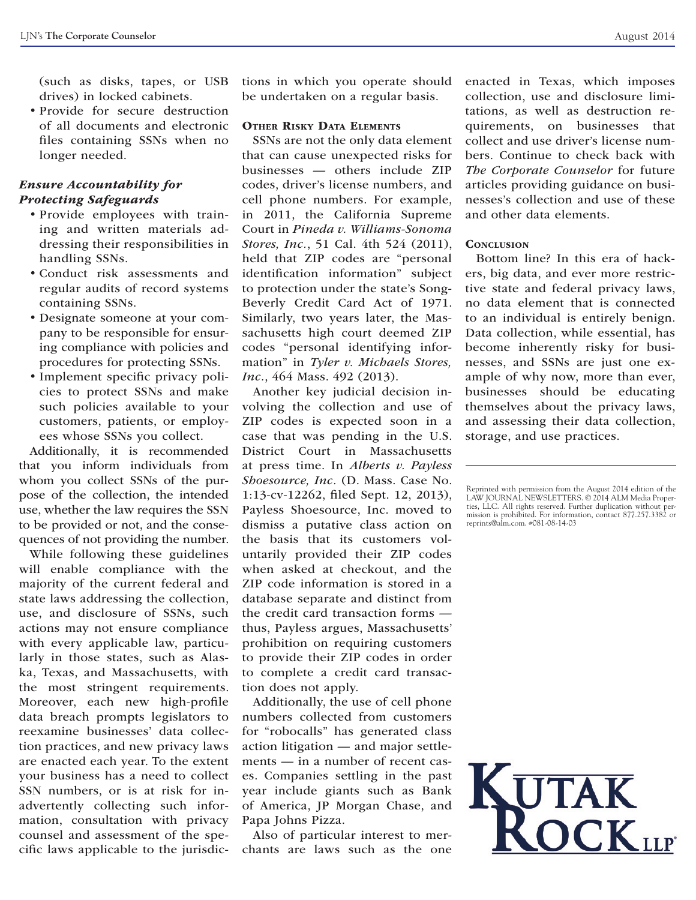(such as disks, tapes, or USB drives) in locked cabinets.

- Provide for secure destruction of all documents and electronic files containing SSNs when no longer needed.

### *Ensure Accountability for Protecting Safeguards*

- Provide employees with training and written materials addressing their responsibilities in handling SSNs.
- Conduct risk assessments and regular audits of record systems containing SSNs.
- Designate someone at your company to be responsible for ensuring compliance with policies and procedures for protecting SSNs.
- Implement specific privacy policies to protect SSNs and make such policies available to your customers, patients, or employees whose SSNs you collect.

Additionally, it is recommended that you inform individuals from whom you collect SSNs of the purpose of the collection, the intended use, whether the law requires the SSN to be provided or not, and the consequences of not providing the number.

While following these guidelines will enable compliance with the majority of the current federal and state laws addressing the collection, use, and disclosure of SSNs, such actions may not ensure compliance with every applicable law, particularly in those states, such as Alaska, Texas, and Massachusetts, with the most stringent requirements. Moreover, each new high-profile data breach prompts legislators to reexamine businesses' data collection practices, and new privacy laws are enacted each year. To the extent your business has a need to collect SSN numbers, or is at risk for inadvertently collecting such information, consultation with privacy counsel and assessment of the specific laws applicable to the jurisdictions in which you operate should be undertaken on a regular basis.

## Other Risky Data Elements

SSNs are not the only data element that can cause unexpected risks for businesses — others include ZIP codes, driver's license numbers, and cell phone numbers. For example, in 2011, the California Supreme Court in *Pineda v. Williams-Sonoma Stores, Inc.*, 51 Cal. 4th 524 (2011), held that ZIP codes are "personal identification information" subject to protection under the state's Song-Beverly Credit Card Act of 1971. Similarly, two years later, the Massachusetts high court deemed ZIP codes "personal identifying information" in *Tyler v. Michaels Stores, Inc.*, 464 Mass. 492 (2013).

Another key judicial decision involving the collection and use of ZIP codes is expected soon in a case that was pending in the U.S. District Court in Massachusetts at press time. In *Alberts v. Payless Shoesource, Inc.* (D. Mass. Case No. 1:13-cv-12262, filed Sept. 12, 2013), Payless Shoesource, Inc. moved to dismiss a putative class action on the basis that its customers voluntarily provided their ZIP codes when asked at checkout, and the ZIP code information is stored in a database separate and distinct from the credit card transaction forms — thus, Payless argues, Massachusetts' prohibition on requiring customers to provide their ZIP codes in order to complete a credit card transaction does not apply.

Additionally, the use of cell phone numbers collected from customers for "robocalls" has generated class action litigation — and major settlements — in a number of recent cases. Companies settling in the past year include giants such as Bank of America, JP Morgan Chase, and Papa Johns Pizza.

Also of particular interest to merchants are laws such as the one enacted in Texas, which imposes collection, use and disclosure limitations, as well as destruction requirements, on businesses that collect and use driver's license numbers. Continue to check back with *The Corporate Counselor* for future articles providing guidance on businesses's collection and use of these and other data elements.

## Conclusion

Bottom line? In this era of hackers, big data, and ever more restrictive state and federal privacy laws, no data element that is connected to an individual is entirely benign. Data collection, while essential, has become inherently risky for businesses, and SSNs are just one example of why now, more than ever, businesses should be educating themselves about the privacy laws, and assessing their data collection, storage, and use practices.

---

Reprinted with permission from the August 2014 edition of the LAW JOURNAL NEWSLETTERS. © 2014 ALM Media Properties, LLC. All rights reserved. Further duplication without permission is prohibited. For information, contact 877.257.3382 or reprints@alm.com. #081-08-14-03

KUTAK ROCK LLP